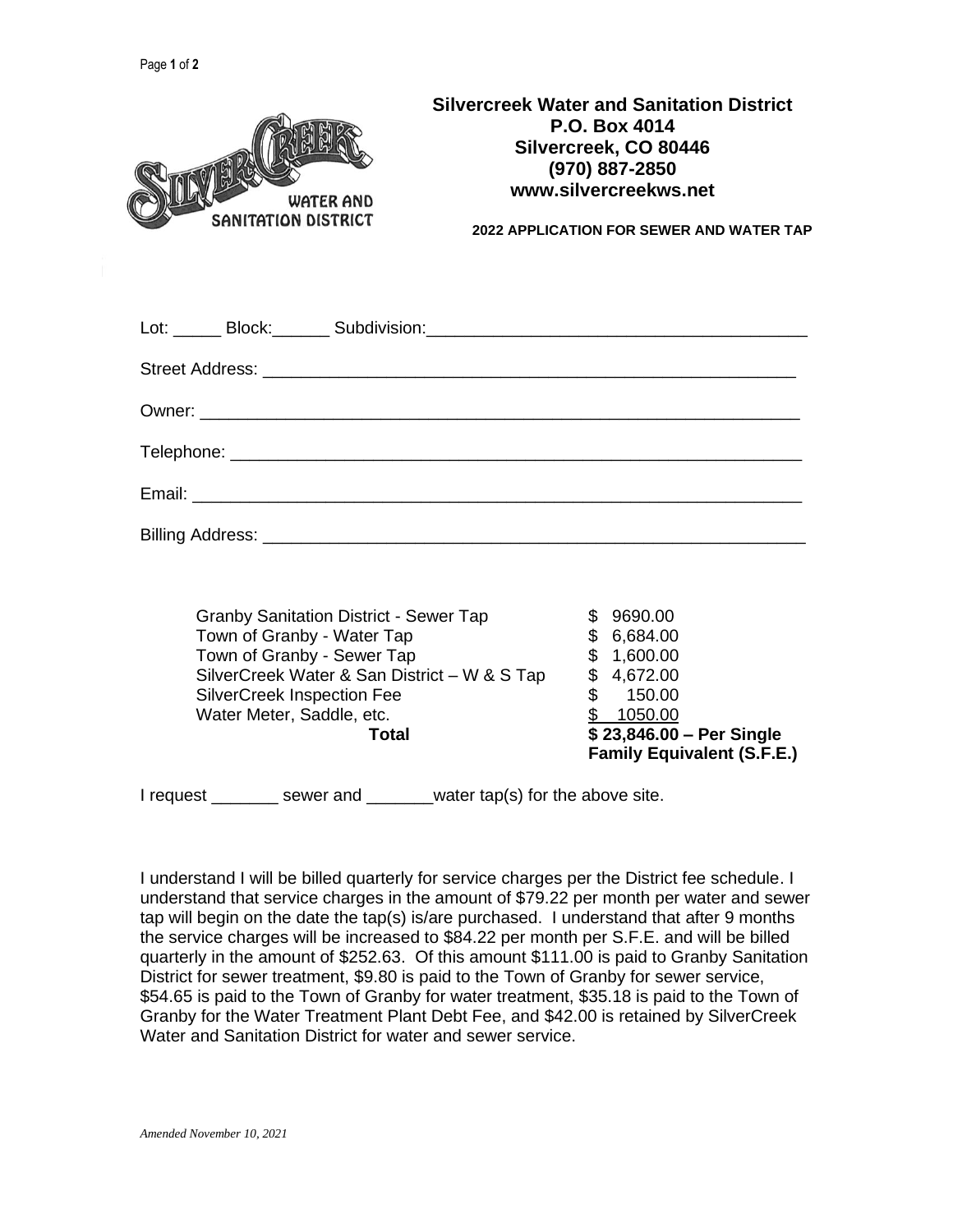**Silvercreek Water and Sanitation District**
**P.O. Box 4014**
**Silvercreek, CO 80446**
**(970) 887-2850**
**www.silvercreekws.net**

**2022 APPLICATION FOR SEWER AND WATER TAP**

Lot: _____ Block:______ Subdivision:_______________________________________

Street Address: _________________________________________________________

Owner: _______________________________________________________________

Telephone: _____________________________________________________________

Email: ________________________________________________________________

Billing Address: _________________________________________________________

| | |
|---|---|
| Granby Sanitation District - Sewer Tap | $ 9690.00 |
| Town of Granby - Water Tap | $ 6,684.00 |
| Town of Granby - Sewer Tap | $ 1,600.00 |
| SilverCreek Water & San District – W & S Tap | $ 4,672.00 |
| SilverCreek Inspection Fee | $ 150.00 |
| Water Meter, Saddle, etc. | $ 1050.00 |
| **Total** | **$ 23,846.00 – Per Single Family Equivalent (S.F.E.)** |

I request _______ sewer and _______water tap(s) for the above site.

I understand I will be billed quarterly for service charges per the District fee schedule. I understand that service charges in the amount of $79.22 per month per water and sewer tap will begin on the date the tap(s) is/are purchased. I understand that after 9 months the service charges will be increased to $84.22 per month per S.F.E. and will be billed quarterly in the amount of $252.63. Of this amount $111.00 is paid to Granby Sanitation District for sewer treatment, $9.80 is paid to the Town of Granby for sewer service, $54.65 is paid to the Town of Granby for water treatment, $35.18 is paid to the Town of Granby for the Water Treatment Plant Debt Fee, and $42.00 is retained by SilverCreek Water and Sanitation District for water and sewer service.

*Amended November 10, 2021*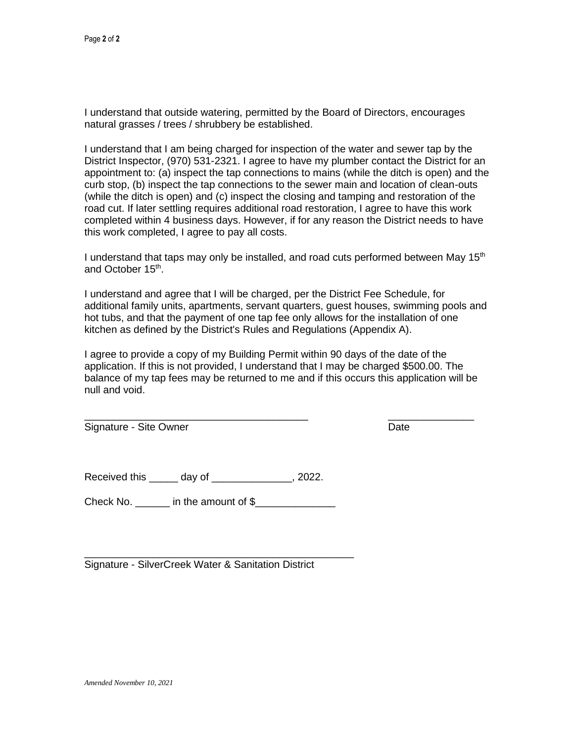I understand that outside watering, permitted by the Board of Directors, encourages natural grasses / trees / shrubbery be established.

I understand that I am being charged for inspection of the water and sewer tap by the District Inspector, (970) 531-2321. I agree to have my plumber contact the District for an appointment to: (a) inspect the tap connections to mains (while the ditch is open) and the curb stop, (b) inspect the tap connections to the sewer main and location of clean-outs (while the ditch is open) and (c) inspect the closing and tamping and restoration of the road cut. If later settling requires additional road restoration, I agree to have this work completed within 4 business days. However, if for any reason the District needs to have this work completed, I agree to pay all costs.

I understand that taps may only be installed, and road cuts performed between May 15th and October 15th.

I understand and agree that I will be charged, per the District Fee Schedule, for additional family units, apartments, servant quarters, guest houses, swimming pools and hot tubs, and that the payment of one tap fee only allows for the installation of one kitchen as defined by the District's Rules and Regulations (Appendix A).

I agree to provide a copy of my Building Permit within 90 days of the date of the application. If this is not provided, I understand that I may be charged $500.00. The balance of my tap fees may be returned to me and if this occurs this application will be null and void.

_______________________________________ _______________

Signature - Site Owner Date

Received this _____ day of ______________, 2022.

Check No. ______ in the amount of $______________

_______________________________________________

Signature - SilverCreek Water & Sanitation District

*Amended November 10, 2021*